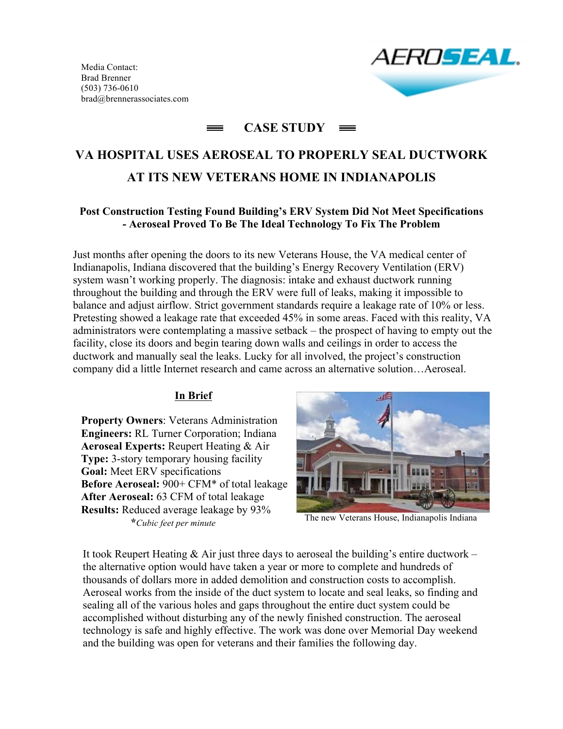Media Contact:
Brad Brenner
(503) 736-0610
brad@brennerassociates.com

AEROSEAL.

## CASE STUDY

# VA HOSPITAL USES AEROSEAL TO PROPERLY SEAL DUCTWORK AT ITS NEW VETERANS HOME IN INDIANAPOLIS

### Post Construction Testing Found Building's ERV System Did Not Meet Specifications - Aeroseal Proved To Be The Ideal Technology To Fix The Problem

Just months after opening the doors to its new Veterans House, the VA medical center of Indianapolis, Indiana discovered that the building's Energy Recovery Ventilation (ERV) system wasn't working properly. The diagnosis: intake and exhaust ductwork running throughout the building and through the ERV were full of leaks, making it impossible to balance and adjust airflow. Strict government standards require a leakage rate of 10% or less. Pretesting showed a leakage rate that exceeded 45% in some areas. Faced with this reality, VA administrators were contemplating a massive setback – the prospect of having to empty out the facility, close its doors and begin tearing down walls and ceilings in order to access the ductwork and manually seal the leaks. Lucky for all involved, the project's construction company did a little Internet research and came across an alternative solution…Aeroseal.

**In Brief**

**Property Owners**: Veterans Administration
**Engineers:** RL Turner Corporation; Indiana
**Aeroseal Experts:** Reupert Heating & Air
**Type:** 3-story temporary housing facility
**Goal:** Meet ERV specifications
**Before Aeroseal:** 900+ CFM* of total leakage
**After Aeroseal:** 63 CFM of total leakage
**Results:** Reduced average leakage by 93%
*\*Cubic feet per minute*

The new Veterans House, Indianapolis Indiana

It took Reupert Heating & Air just three days to aeroseal the building's entire ductwork – the alternative option would have taken a year or more to complete and hundreds of thousands of dollars more in added demolition and construction costs to accomplish. Aeroseal works from the inside of the duct system to locate and seal leaks, so finding and sealing all of the various holes and gaps throughout the entire duct system could be accomplished without disturbing any of the newly finished construction. The aeroseal technology is safe and highly effective. The work was done over Memorial Day weekend and the building was open for veterans and their families the following day.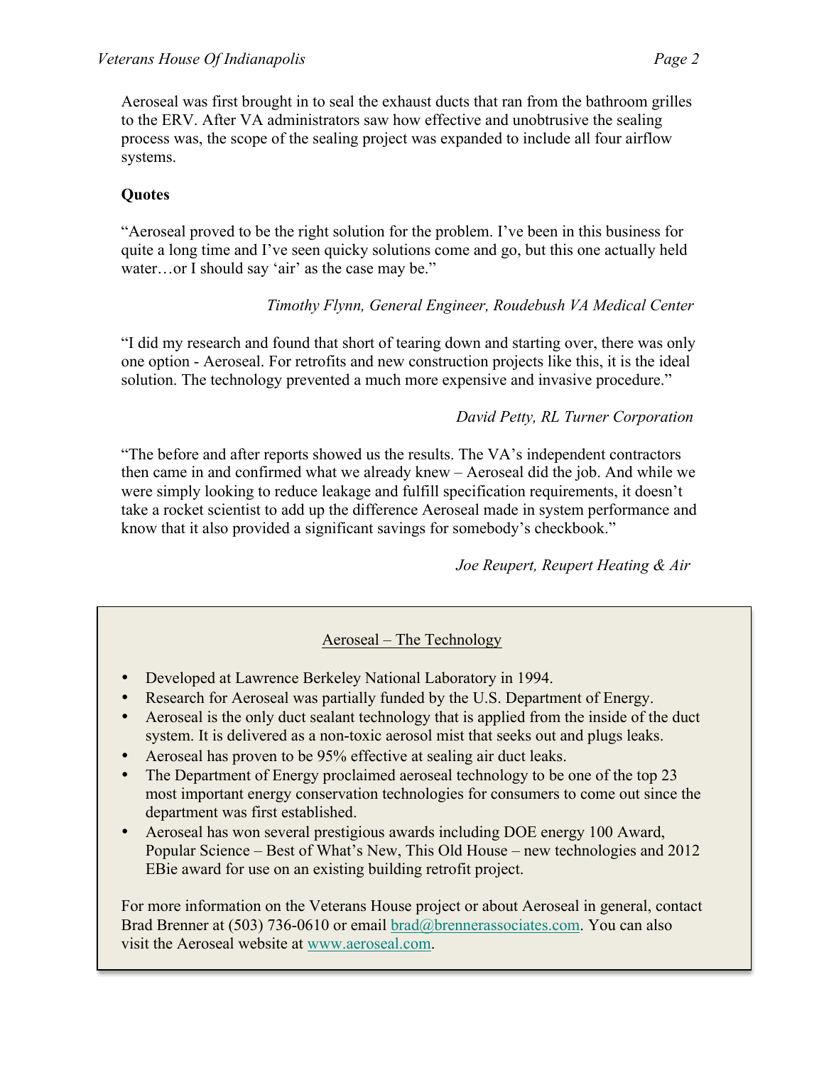Aeroseal was first brought in to seal the exhaust ducts that ran from the bathroom grilles to the ERV. After VA administrators saw how effective and unobtrusive the sealing process was, the scope of the sealing project was expanded to include all four airflow systems.

**Quotes**

"Aeroseal proved to be the right solution for the problem. I've been in this business for quite a long time and I've seen quicky solutions come and go, but this one actually held water…or I should say 'air' as the case may be."

*Timothy Flynn, General Engineer, Roudebush VA Medical Center*

"I did my research and found that short of tearing down and starting over, there was only one option - Aeroseal. For retrofits and new construction projects like this, it is the ideal solution. The technology prevented a much more expensive and invasive procedure."

*David Petty, RL Turner Corporation*

"The before and after reports showed us the results. The VA's independent contractors then came in and confirmed what we already knew – Aeroseal did the job. And while we were simply looking to reduce leakage and fulfill specification requirements, it doesn't take a rocket scientist to add up the difference Aeroseal made in system performance and know that it also provided a significant savings for somebody's checkbook."

*Joe Reupert, Reupert Heating & Air*

Aeroseal – The Technology

- Developed at Lawrence Berkeley National Laboratory in 1994.
- Research for Aeroseal was partially funded by the U.S. Department of Energy.
- Aeroseal is the only duct sealant technology that is applied from the inside of the duct system. It is delivered as a non-toxic aerosol mist that seeks out and plugs leaks.
- Aeroseal has proven to be 95% effective at sealing air duct leaks.
- The Department of Energy proclaimed aeroseal technology to be one of the top 23 most important energy conservation technologies for consumers to come out since the department was first established.
- Aeroseal has won several prestigious awards including DOE energy 100 Award, Popular Science – Best of What's New, This Old House – new technologies and 2012 EBie award for use on an existing building retrofit project.

For more information on the Veterans House project or about Aeroseal in general, contact Brad Brenner at (503) 736-0610 or email brad@brennerassociates.com. You can also visit the Aeroseal website at www.aeroseal.com.